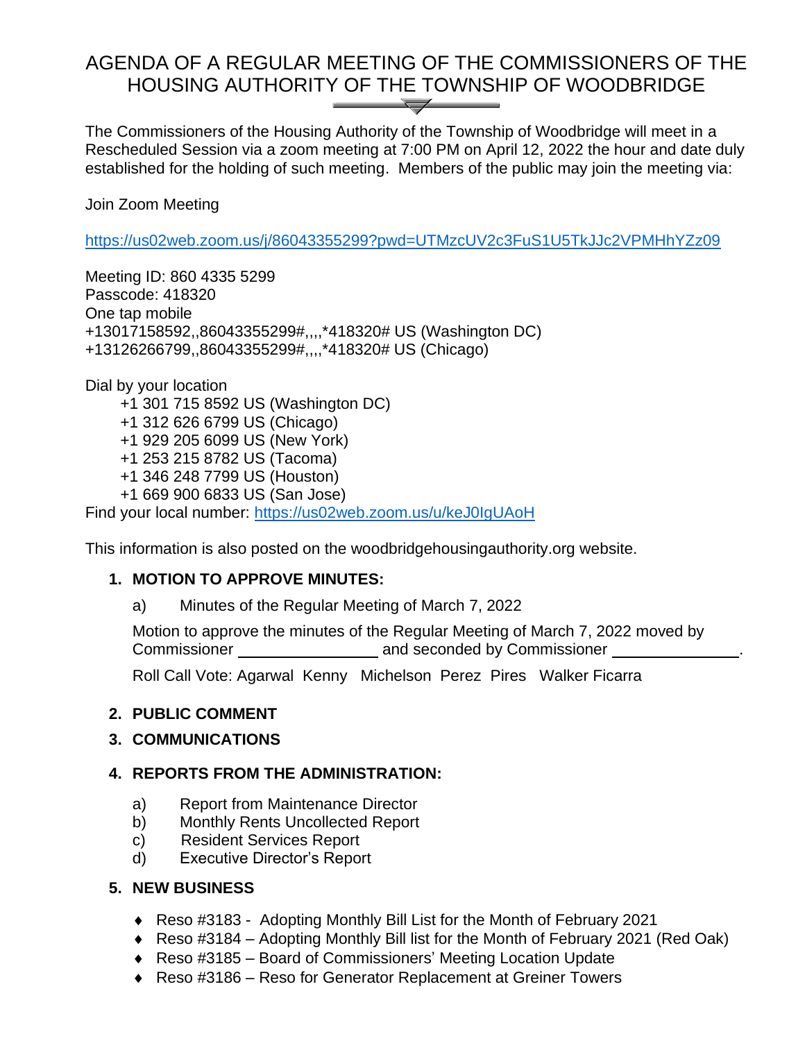# AGENDA OF A REGULAR MEETING OF THE COMMISSIONERS OF THE HOUSING AUTHORITY OF THE TOWNSHIP OF WOODBRIDGE

The Commissioners of the Housing Authority of the Township of Woodbridge will meet in a Rescheduled Session via a zoom meeting at 7:00 PM on April 12, 2022 the hour and date duly established for the holding of such meeting. Members of the public may join the meeting via:

Join Zoom Meeting

https://us02web.zoom.us/j/86043355299?pwd=UTMzcUV2c3FuS1U5TkJJc2VPMHhYZz09

Meeting ID: 860 4335 5299
Passcode: 418320
One tap mobile
+13017158592,,86043355299#,,,,*418320# US (Washington DC)
+13126266799,,86043355299#,,,,*418320# US (Chicago)

Dial by your location
- +1 301 715 8592 US (Washington DC)
- +1 312 626 6799 US (Chicago)
- +1 929 205 6099 US (New York)
- +1 253 215 8782 US (Tacoma)
- +1 346 248 7799 US (Houston)
- +1 669 900 6833 US (San Jose)

Find your local number: https://us02web.zoom.us/u/keJ0IgUAoH

This information is also posted on the woodbridgehousingauthority.org website.

**1. MOTION TO APPROVE MINUTES:**

a) Minutes of the Regular Meeting of March 7, 2022

Motion to approve the minutes of the Regular Meeting of March 7, 2022 moved by Commissioner ________________ and seconded by Commissioner ________________.

Roll Call Vote: Agarwal Kenny Michelson Perez Pires Walker Ficarra

**2. PUBLIC COMMENT**

**3. COMMUNICATIONS**

**4. REPORTS FROM THE ADMINISTRATION:**

a) Report from Maintenance Director
b) Monthly Rents Uncollected Report
c) Resident Services Report
d) Executive Director's Report

**5. NEW BUSINESS**

- Reso #3183 - Adopting Monthly Bill List for the Month of February 2021
- Reso #3184 – Adopting Monthly Bill list for the Month of February 2021 (Red Oak)
- Reso #3185 – Board of Commissioners' Meeting Location Update
- Reso #3186 – Reso for Generator Replacement at Greiner Towers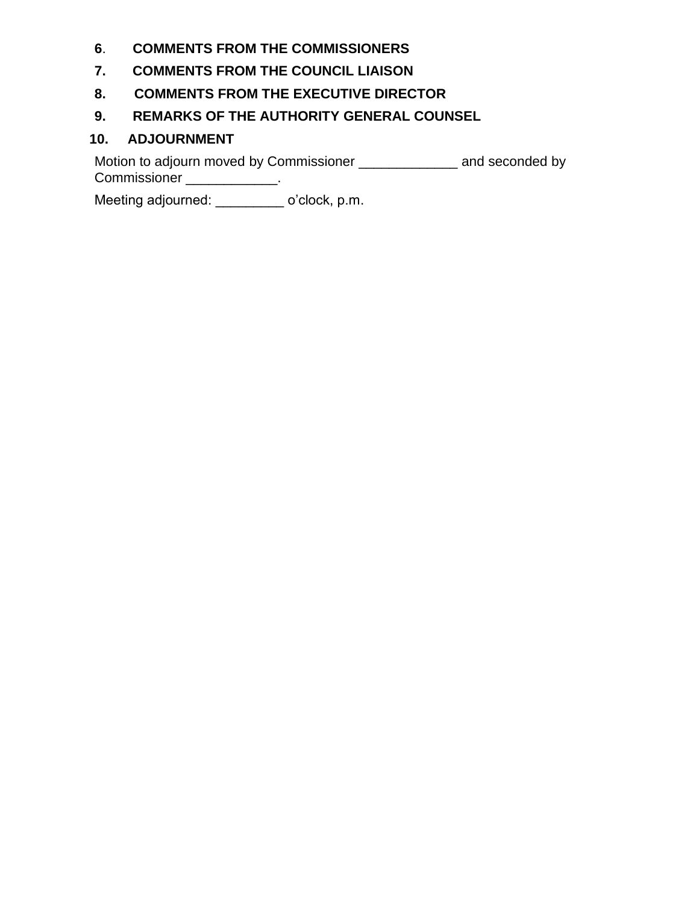**6. COMMENTS FROM THE COMMISSIONERS**

**7. COMMENTS FROM THE COUNCIL LIAISON**

**8. COMMENTS FROM THE EXECUTIVE DIRECTOR**

**9. REMARKS OF THE AUTHORITY GENERAL COUNSEL**

**10. ADJOURNMENT**

Motion to adjourn moved by Commissioner _____________ and seconded by Commissioner ____________.

Meeting adjourned: _________ o'clock, p.m.